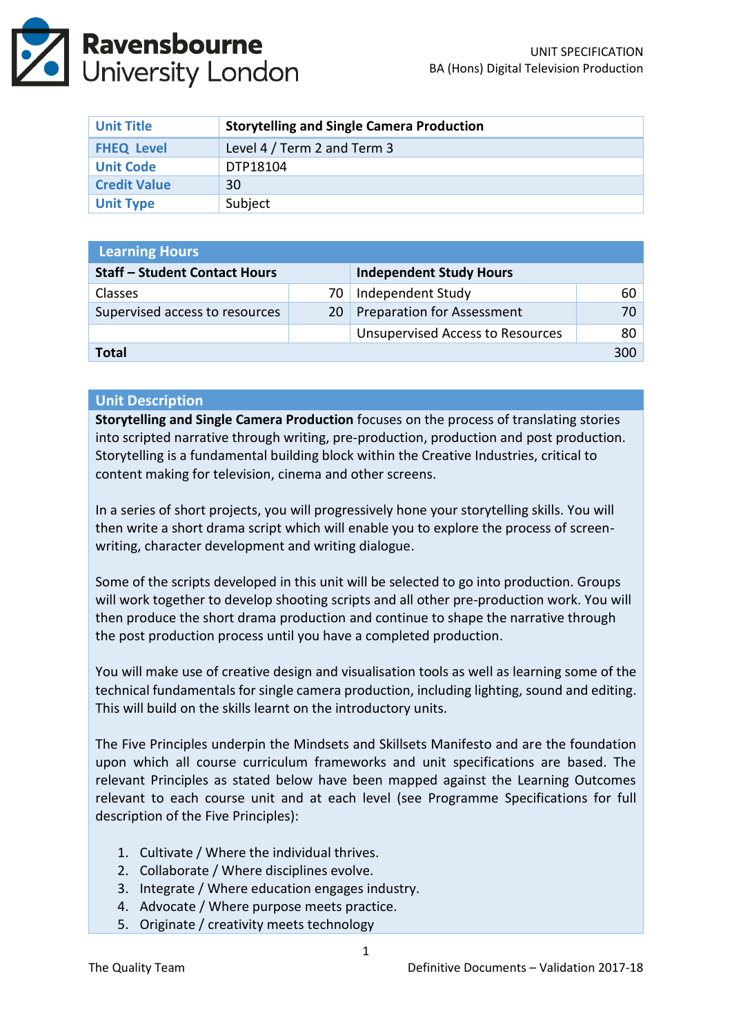UNIT SPECIFICATION
BA (Hons) Digital Television Production

| Unit Title | **Storytelling and Single Camera Production** |
|---|---|
| FHEQ Level | Level 4 / Term 2 and Term 3 |
| Unit Code | DTP18104 |
| Credit Value | 30 |
| Unit Type | Subject |

| Learning Hours | | | |
|---|---|---|---|
| **Staff – Student Contact Hours** | | **Independent Study Hours** | |
| Classes | 70 | Independent Study | 60 |
| Supervised access to resources | 20 | Preparation for Assessment | 70 |
| | | Unsupervised Access to Resources | 80 |
| **Total** | | | 300 |

## Unit Description

**Storytelling and Single Camera Production** focuses on the process of translating stories into scripted narrative through writing, pre-production, production and post production. Storytelling is a fundamental building block within the Creative Industries, critical to content making for television, cinema and other screens.

In a series of short projects, you will progressively hone your storytelling skills. You will then write a short drama script which will enable you to explore the process of screen-writing, character development and writing dialogue.

Some of the scripts developed in this unit will be selected to go into production. Groups will work together to develop shooting scripts and all other pre-production work. You will then produce the short drama production and continue to shape the narrative through the post production process until you have a completed production.

You will make use of creative design and visualisation tools as well as learning some of the technical fundamentals for single camera production, including lighting, sound and editing. This will build on the skills learnt on the introductory units.

The Five Principles underpin the Mindsets and Skillsets Manifesto and are the foundation upon which all course curriculum frameworks and unit specifications are based. The relevant Principles as stated below have been mapped against the Learning Outcomes relevant to each course unit and at each level (see Programme Specifications for full description of the Five Principles):

1. Cultivate / Where the individual thrives.
2. Collaborate / Where disciplines evolve.
3. Integrate / Where education engages industry.
4. Advocate / Where purpose meets practice.
5. Originate / creativity meets technology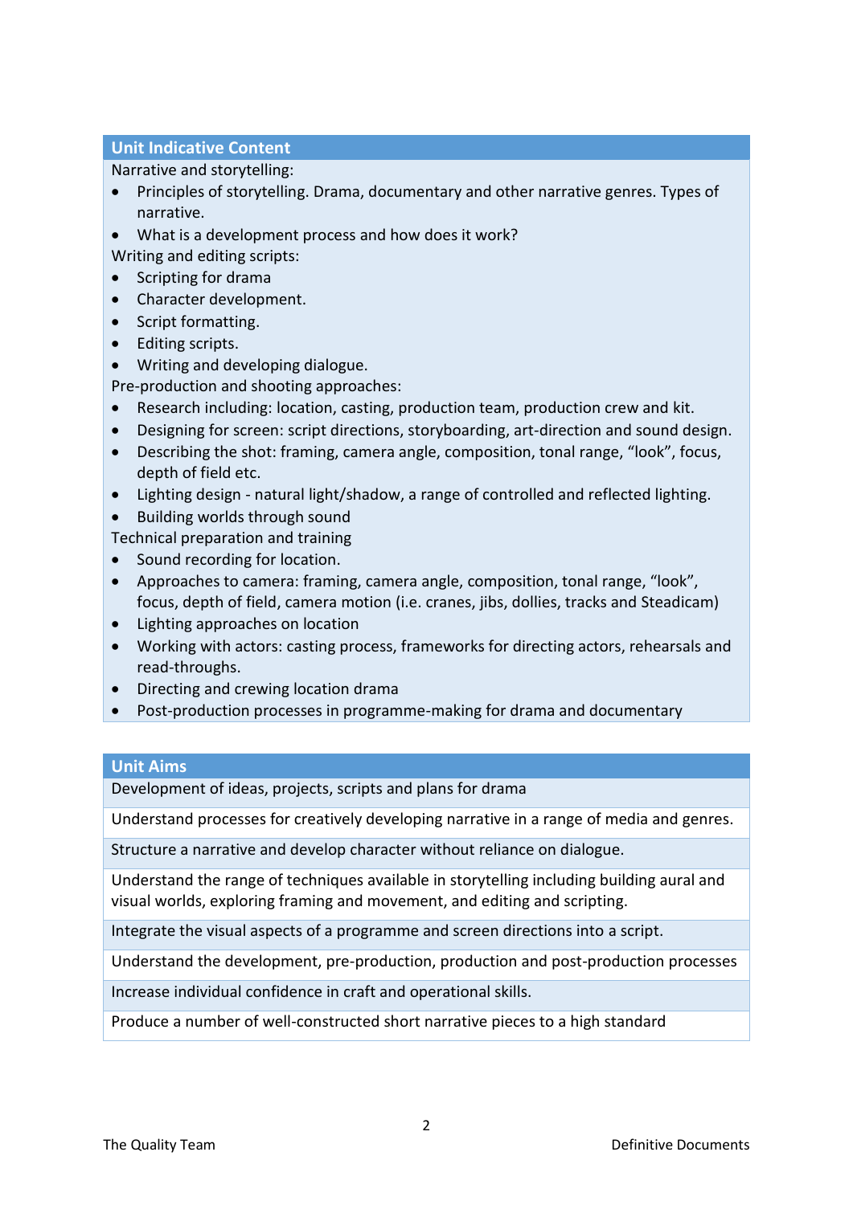## Unit Indicative Content

Narrative and storytelling:

- Principles of storytelling. Drama, documentary and other narrative genres. Types of narrative.
- What is a development process and how does it work?

Writing and editing scripts:

- Scripting for drama
- Character development.
- Script formatting.
- Editing scripts.
- Writing and developing dialogue.

Pre-production and shooting approaches:

- Research including: location, casting, production team, production crew and kit.
- Designing for screen: script directions, storyboarding, art-direction and sound design.
- Describing the shot: framing, camera angle, composition, tonal range, "look", focus, depth of field etc.
- Lighting design - natural light/shadow, a range of controlled and reflected lighting.
- Building worlds through sound

Technical preparation and training

- Sound recording for location.
- Approaches to camera: framing, camera angle, composition, tonal range, "look", focus, depth of field, camera motion (i.e. cranes, jibs, dollies, tracks and Steadicam)
- Lighting approaches on location
- Working with actors: casting process, frameworks for directing actors, rehearsals and read-throughs.
- Directing and crewing location drama
- Post-production processes in programme-making for drama and documentary

## Unit Aims

| Unit Aims |
|---|
| Development of ideas, projects, scripts and plans for drama |
| Understand processes for creatively developing narrative in a range of media and genres. |
| Structure a narrative and develop character without reliance on dialogue. |
| Understand the range of techniques available in storytelling including building aural and visual worlds, exploring framing and movement, and editing and scripting. |
| Integrate the visual aspects of a programme and screen directions into a script. |
| Understand the development, pre-production, production and post-production processes |
| Increase individual confidence in craft and operational skills. |
| Produce a number of well-constructed short narrative pieces to a high standard |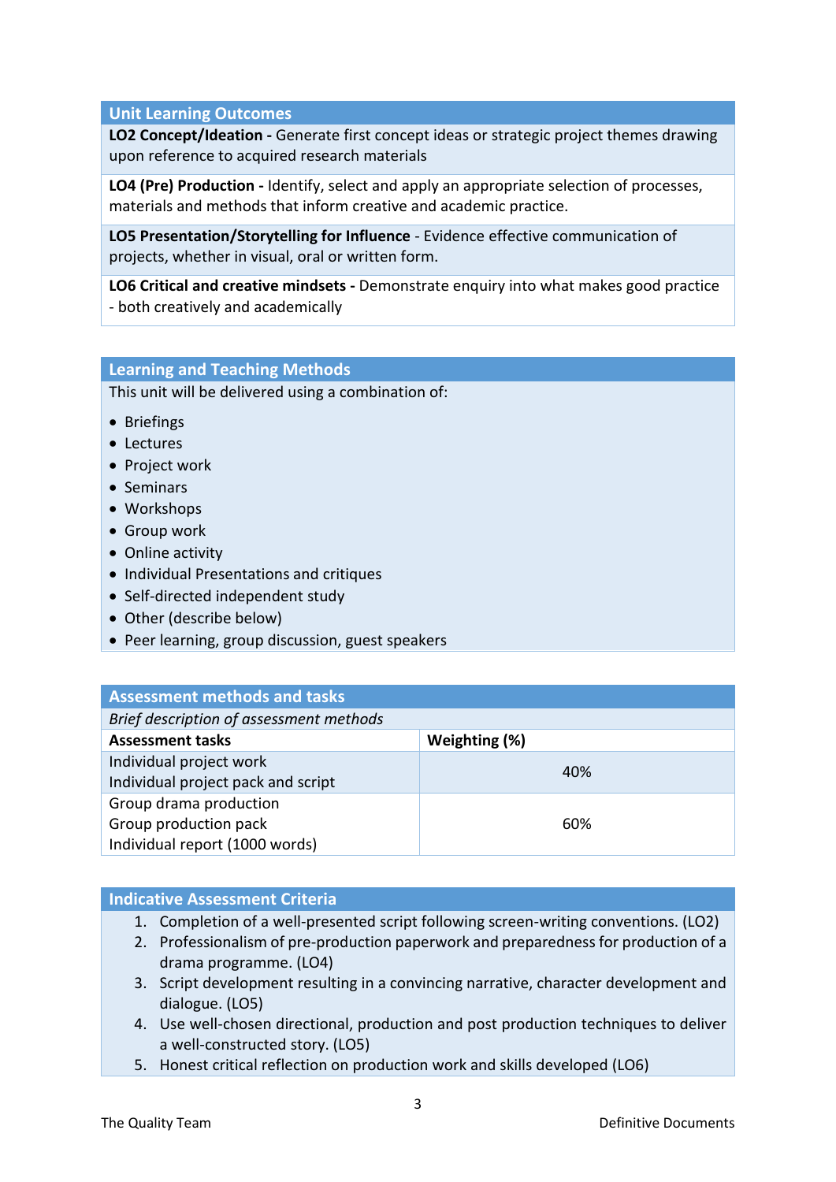## Unit Learning Outcomes

**LO2 Concept/Ideation -** Generate first concept ideas or strategic project themes drawing upon reference to acquired research materials

**LO4 (Pre) Production -** Identify, select and apply an appropriate selection of processes, materials and methods that inform creative and academic practice.

**LO5 Presentation/Storytelling for Influence** - Evidence effective communication of projects, whether in visual, oral or written form.

**LO6 Critical and creative mindsets -** Demonstrate enquiry into what makes good practice - both creatively and academically

## Learning and Teaching Methods

This unit will be delivered using a combination of:

- Briefings
- Lectures
- Project work
- Seminars
- Workshops
- Group work
- Online activity
- Individual Presentations and critiques
- Self-directed independent study
- Other (describe below)
- Peer learning, group discussion, guest speakers

## Assessment methods and tasks

*Brief description of assessment methods*

| Assessment tasks | Weighting (%) |
|---|---|
| Individual project work<br>Individual project pack and script | 40% |
| Group drama production<br>Group production pack<br>Individual report (1000 words) | 60% |

## Indicative Assessment Criteria

1. Completion of a well-presented script following screen-writing conventions. (LO2)
2. Professionalism of pre-production paperwork and preparedness for production of a drama programme. (LO4)
3. Script development resulting in a convincing narrative, character development and dialogue. (LO5)
4. Use well-chosen directional, production and post production techniques to deliver a well-constructed story. (LO5)
5. Honest critical reflection on production work and skills developed (LO6)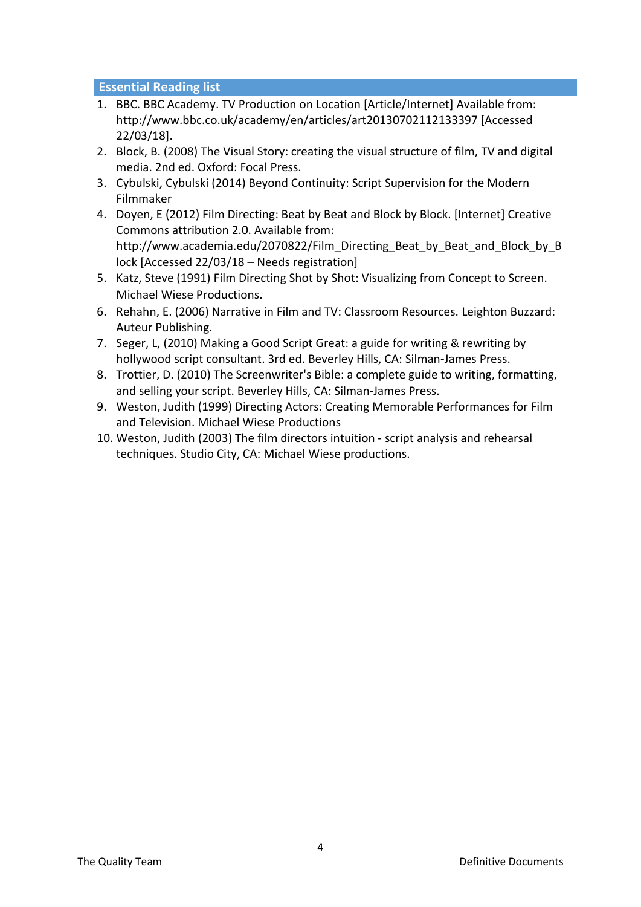## Essential Reading list

1. BBC. BBC Academy. TV Production on Location [Article/Internet] Available from: http://www.bbc.co.uk/academy/en/articles/art20130702112133397 [Accessed 22/03/18].
2. Block, B. (2008) The Visual Story: creating the visual structure of film, TV and digital media. 2nd ed. Oxford: Focal Press.
3. Cybulski, Cybulski (2014) Beyond Continuity: Script Supervision for the Modern Filmmaker
4. Doyen, E (2012) Film Directing: Beat by Beat and Block by Block. [Internet] Creative Commons attribution 2.0. Available from: http://www.academia.edu/2070822/Film_Directing_Beat_by_Beat_and_Block_by_Block [Accessed 22/03/18 – Needs registration]
5. Katz, Steve (1991) Film Directing Shot by Shot: Visualizing from Concept to Screen. Michael Wiese Productions.
6. Rehahn, E. (2006) Narrative in Film and TV: Classroom Resources. Leighton Buzzard: Auteur Publishing.
7. Seger, L, (2010) Making a Good Script Great: a guide for writing & rewriting by hollywood script consultant. 3rd ed. Beverley Hills, CA: Silman-James Press.
8. Trottier, D. (2010) The Screenwriter's Bible: a complete guide to writing, formatting, and selling your script. Beverley Hills, CA: Silman-James Press.
9. Weston, Judith (1999) Directing Actors: Creating Memorable Performances for Film and Television. Michael Wiese Productions
10. Weston, Judith (2003) The film directors intuition - script analysis and rehearsal techniques. Studio City, CA: Michael Wiese productions.